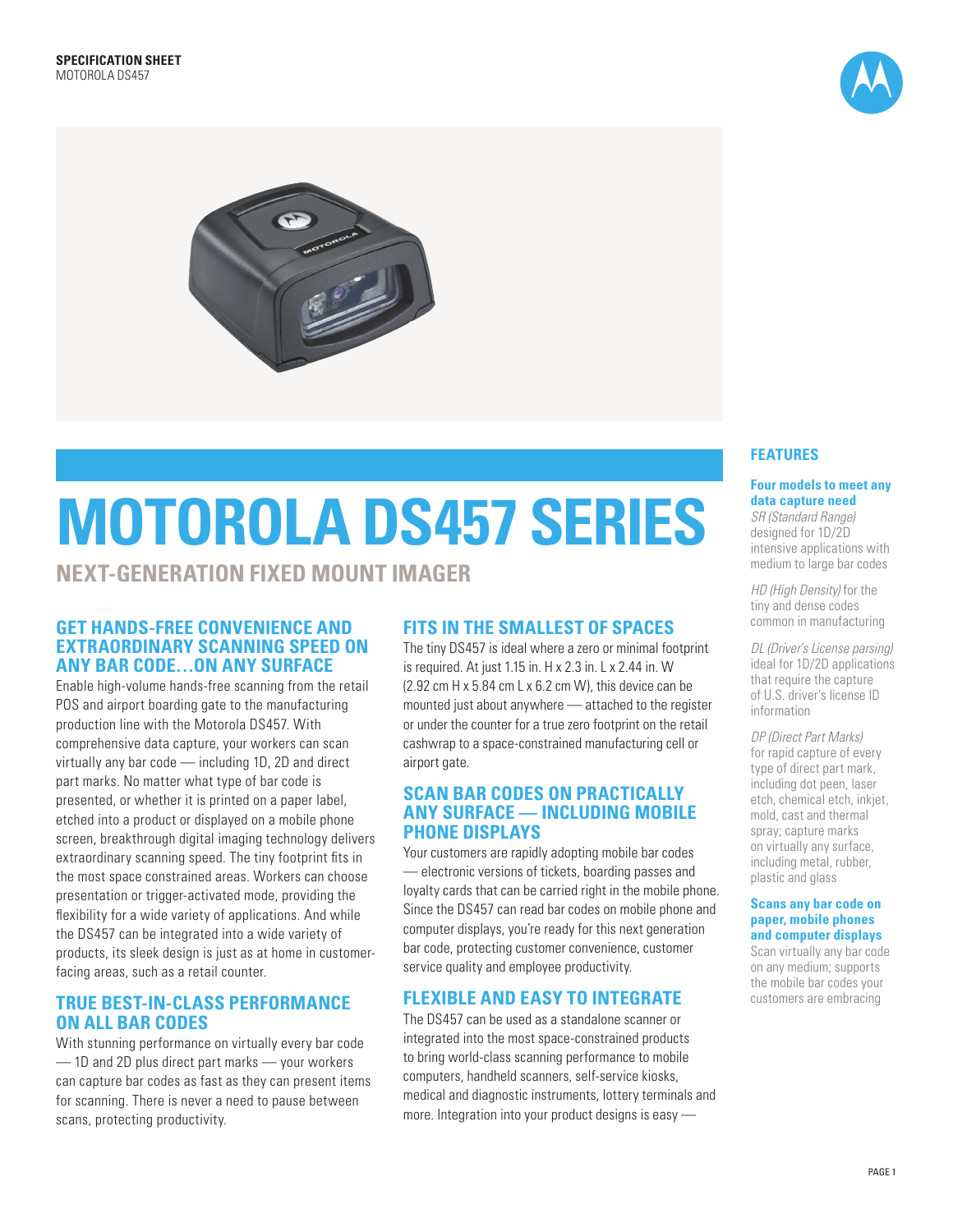**SPECIFICATION SHEET**
MOTOROLA DS457

# MOTOROLA DS457 SERIES

## NEXT-GENERATION FIXED MOUNT IMAGER

### GET HANDS-FREE CONVENIENCE AND EXTRAORDINARY SCANNING SPEED ON ANY BAR CODE…ON ANY SURFACE

Enable high-volume hands-free scanning from the retail POS and airport boarding gate to the manufacturing production line with the Motorola DS457. With comprehensive data capture, your workers can scan virtually any bar code — including 1D, 2D and direct part marks. No matter what type of bar code is presented, or whether it is printed on a paper label, etched into a product or displayed on a mobile phone screen, breakthrough digital imaging technology delivers extraordinary scanning speed. The tiny footprint fits in the most space constrained areas. Workers can choose presentation or trigger-activated mode, providing the flexibility for a wide variety of applications. And while the DS457 can be integrated into a wide variety of products, its sleek design is just as at home in customer-facing areas, such as a retail counter.

### TRUE BEST-IN-CLASS PERFORMANCE ON ALL BAR CODES

With stunning performance on virtually every bar code — 1D and 2D plus direct part marks — your workers can capture bar codes as fast as they can present items for scanning. There is never a need to pause between scans, protecting productivity.

### FITS IN THE SMALLEST OF SPACES

The tiny DS457 is ideal where a zero or minimal footprint is required. At just 1.15 in. H x 2.3 in. L x 2.44 in. W (2.92 cm H x 5.84 cm L x 6.2 cm W), this device can be mounted just about anywhere — attached to the register or under the counter for a true zero footprint on the retail cashwrap to a space-constrained manufacturing cell or airport gate.

### SCAN BAR CODES ON PRACTICALLY ANY SURFACE — INCLUDING MOBILE PHONE DISPLAYS

Your customers are rapidly adopting mobile bar codes — electronic versions of tickets, boarding passes and loyalty cards that can be carried right in the mobile phone. Since the DS457 can read bar codes on mobile phone and computer displays, you're ready for this next generation bar code, protecting customer convenience, customer service quality and employee productivity.

### FLEXIBLE AND EASY TO INTEGRATE

The DS457 can be used as a standalone scanner or integrated into the most space-constrained products to bring world-class scanning performance to mobile computers, handheld scanners, self-service kiosks, medical and diagnostic instruments, lottery terminals and more. Integration into your product designs is easy —

## FEATURES

**Four models to meet any data capture need**

*SR (Standard Range)* designed for 1D/2D intensive applications with medium to large bar codes

*HD (High Density)* for the tiny and dense codes common in manufacturing

*DL (Driver's License parsing)* ideal for 1D/2D applications that require the capture of U.S. driver's license ID information

*DP (Direct Part Marks)* for rapid capture of every type of direct part mark, including dot peen, laser etch, chemical etch, inkjet, mold, cast and thermal spray; capture marks on virtually any surface, including metal, rubber, plastic and glass

**Scans any bar code on paper, mobile phones and computer displays**

Scan virtually any bar code on any medium; supports the mobile bar codes your customers are embracing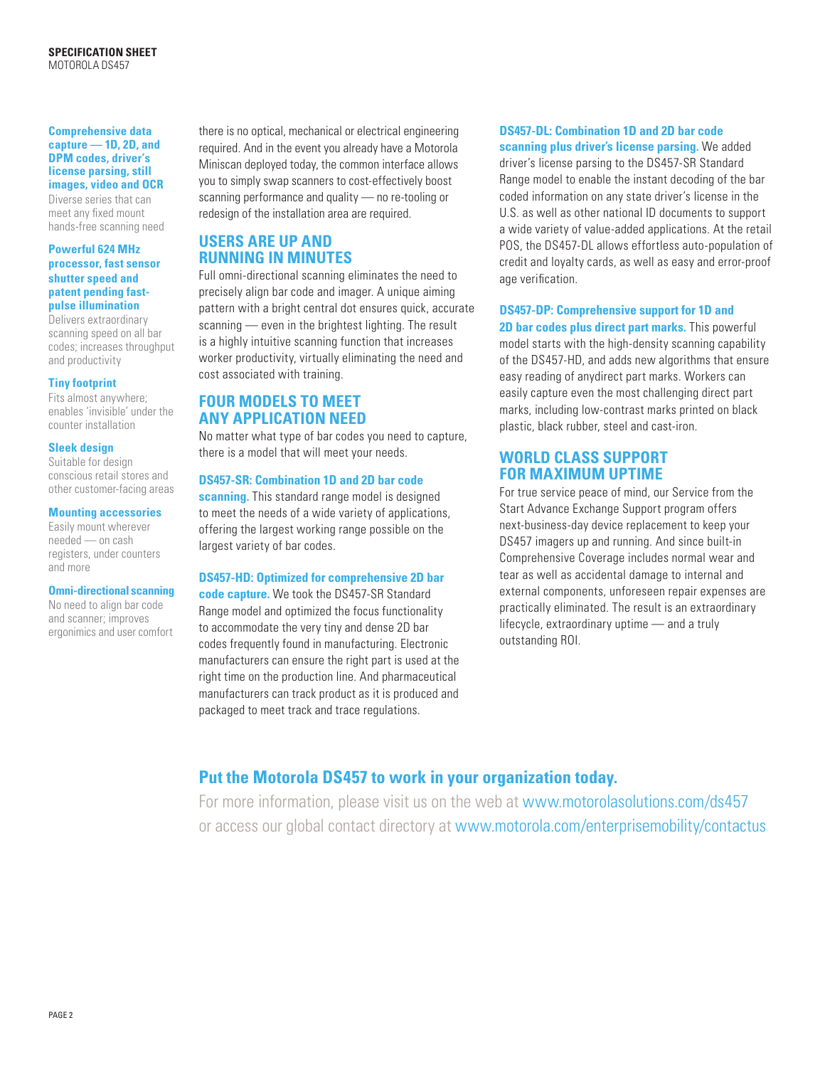**Comprehensive data capture — 1D, 2D, and DPM codes, driver's license parsing, still images, video and OCR**
Diverse series that can meet any fixed mount hands-free scanning need

**Powerful 624 MHz processor, fast sensor shutter speed and patent pending fast-pulse illumination**
Delivers extraordinary scanning speed on all bar codes; increases throughput and productivity

**Tiny footprint**
Fits almost anywhere; enables 'invisible' under the counter installation

**Sleek design**
Suitable for design conscious retail stores and other customer-facing areas

**Mounting accessories**
Easily mount wherever needed — on cash registers, under counters and more

**Omni-directional scanning**
No need to align bar code and scanner; improves ergonomics and user comfort

there is no optical, mechanical or electrical engineering required. And in the event you already have a Motorola Miniscan deployed today, the common interface allows you to simply swap scanners to cost-effectively boost scanning performance and quality — no re-tooling or redesign of the installation area are required.

## USERS ARE UP AND RUNNING IN MINUTES

Full omni-directional scanning eliminates the need to precisely align bar code and imager. A unique aiming pattern with a bright central dot ensures quick, accurate scanning — even in the brightest lighting. The result is a highly intuitive scanning function that increases worker productivity, virtually eliminating the need and cost associated with training.

## FOUR MODELS TO MEET ANY APPLICATION NEED

No matter what type of bar codes you need to capture, there is a model that will meet your needs.

**DS457-SR: Combination 1D and 2D bar code scanning.** This standard range model is designed to meet the needs of a wide variety of applications, offering the largest working range possible on the largest variety of bar codes.

**DS457-HD: Optimized for comprehensive 2D bar code capture.** We took the DS457-SR Standard Range model and optimized the focus functionality to accommodate the very tiny and dense 2D bar codes frequently found in manufacturing. Electronic manufacturers can ensure the right part is used at the right time on the production line. And pharmaceutical manufacturers can track product as it is produced and packaged to meet track and trace regulations.

**DS457-DL: Combination 1D and 2D bar code scanning plus driver's license parsing.** We added driver's license parsing to the DS457-SR Standard Range model to enable the instant decoding of the bar coded information on any state driver's license in the U.S. as well as other national ID documents to support a wide variety of value-added applications. At the retail POS, the DS457-DL allows effortless auto-population of credit and loyalty cards, as well as easy and error-proof age verification.

**DS457-DP: Comprehensive support for 1D and 2D bar codes plus direct part marks.** This powerful model starts with the high-density scanning capability of the DS457-HD, and adds new algorithms that ensure easy reading of anydirect part marks. Workers can easily capture even the most challenging direct part marks, including low-contrast marks printed on black plastic, black rubber, steel and cast-iron.

## WORLD CLASS SUPPORT FOR MAXIMUM UPTIME

For true service peace of mind, our Service from the Start Advance Exchange Support program offers next-business-day device replacement to keep your DS457 imagers up and running. And since built-in Comprehensive Coverage includes normal wear and tear as well as accidental damage to internal and external components, unforeseen repair expenses are practically eliminated. The result is an extraordinary lifecycle, extraordinary uptime — and a truly outstanding ROI.

## Put the Motorola DS457 to work in your organization today.

For more information, please visit us on the web at www.motorolasolutions.com/ds457 or access our global contact directory at www.motorola.com/enterprisemobility/contactus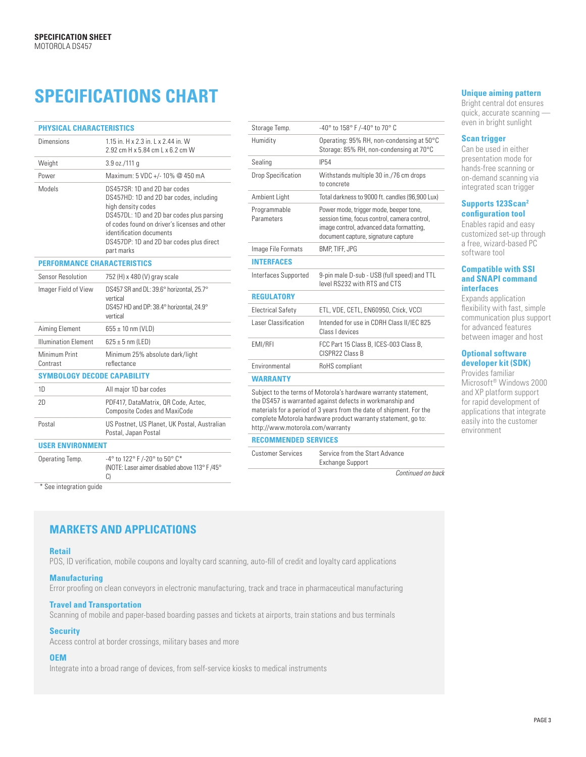**SPECIFICATION SHEET**
MOTOROLA DS457

# SPECIFICATIONS CHART

| PHYSICAL CHARACTERISTICS | |
|---|---|
| Dimensions | 1.15 in. H x 2.3 in. L x 2.44 in. W<br>2.92 cm H x 5.84 cm L x 6.2 cm W |
| Weight | 3.9 oz./111 g |
| Power | Maximum: 5 VDC +/- 10% @ 450 mA |
| Models | DS457SR: 1D and 2D bar codes<br>DS457HD: 1D and 2D bar codes, including high density codes<br>DS457DL: 1D and 2D bar codes plus parsing of codes found on driver's licenses and other identification documents<br>DS457DP: 1D and 2D bar codes plus direct part marks |
| **PERFORMANCE CHARACTERISTICS** | |
| Sensor Resolution | 752 (H) x 480 (V) gray scale |
| Imager Field of View | DS457 SR and DL: 39.6° horizontal, 25.7° vertical<br>DS457 HD and DP: 38.4° horizontal, 24.9° vertical |
| Aiming Element | 655 ± 10 nm (VLD) |
| Illumination Element | 625 ± 5 nm (LED) |
| Minimum Print Contrast | Minimum 25% absolute dark/light reflectance |
| **SYMBOLOGY DECODE CAPABILITY** | |
| 1D | All major 1D bar codes |
| 2D | PDF417, DataMatrix, QR Code, Aztec, Composite Codes and MaxiCode |
| Postal | US Postnet, US Planet, UK Postal, Australian Postal, Japan Postal |
| **USER ENVIRONMENT** | |
| Operating Temp. | -4° to 122° F /-20° to 50° C*<br>(NOTE: Laser aimer disabled above 113° F /45° C) |
| Storage Temp. | -40° to 158° F /-40° to 70° C |
| Humidity | Operating: 95% RH, non-condensing at 50°C<br>Storage: 85% RH, non-condensing at 70°C |
| Sealing | IP54 |
| Drop Specification | Withstands multiple 30 in./76 cm drops to concrete |
| Ambient Light | Total darkness to 9000 ft. candles (96,900 Lux) |
| Programmable Parameters | Power mode, trigger mode, beeper tone, session time, focus control, camera control, image control, advanced data formatting, document capture, signature capture |
| Image File Formats | BMP, TIFF, JPG |
| **INTERFACES** | |
| Interfaces Supported | 9-pin male D-sub - USB (full speed) and TTL level RS232 with RTS and CTS |
| **REGULATORY** | |
| Electrical Safety | ETL, VDE, CETL, EN60950, Ctick, VCCI |
| Laser Classification | Intended for use in CDRH Class II/IEC 825 Class I devices |
| EMI/RFI | FCC Part 15 Class B, ICES-003 Class B, CISPR22 Class B |
| Environmental | RoHS compliant |

\* See integration guide

**WARRANTY**

Subject to the terms of Motorola's hardware warranty statement, the DS457 is warranted against defects in workmanship and materials for a period of 3 years from the date of shipment. For the complete Motorola hardware product warranty statement, go to: http://www.motorola.com/warranty

| RECOMMENDED SERVICES | |
|---|---|
| Customer Services | Service from the Start Advance Exchange Support |

*Continued on back*

### Unique aiming pattern
Bright central dot ensures quick, accurate scanning — even in bright sunlight

### Scan trigger
Can be used in either presentation mode for hands-free scanning or on-demand scanning via integrated scan trigger

### Supports 123Scan² configuration tool
Enables rapid and easy customized set-up through a free, wizard-based PC software tool

### Compatible with SSI and SNAPI command interfaces
Expands application flexibility with fast, simple communication plus support for advanced features between imager and host

### Optional software developer kit (SDK)
Provides familiar Microsoft® Windows 2000 and XP platform support for rapid development of applications that integrate easily into the customer environment

## MARKETS AND APPLICATIONS

### Retail
POS, ID verification, mobile coupons and loyalty card scanning, auto-fill of credit and loyalty card applications

### Manufacturing
Error proofing on clean conveyors in electronic manufacturing, track and trace in pharmaceutical manufacturing

### Travel and Transportation
Scanning of mobile and paper-based boarding passes and tickets at airports, train stations and bus terminals

### Security
Access control at border crossings, military bases and more

### OEM
Integrate into a broad range of devices, from self-service kiosks to medical instruments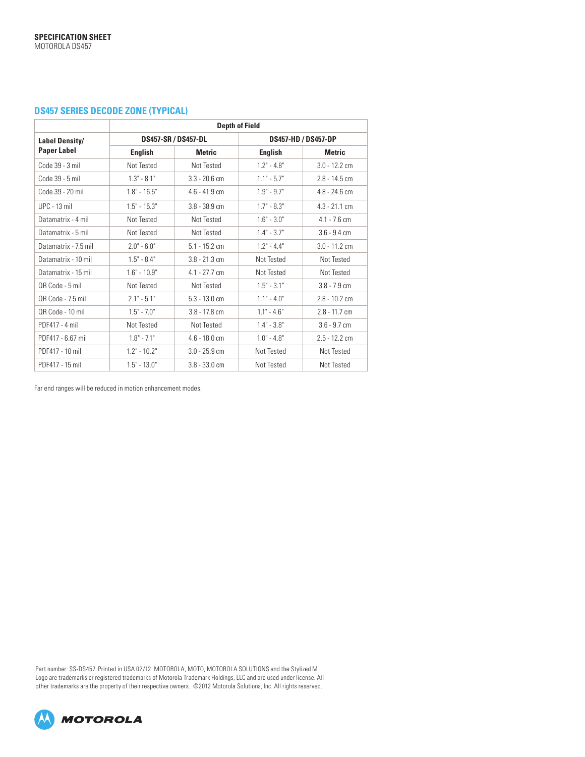## DS457 SERIES DECODE ZONE (TYPICAL)

| Label Density/ Paper Label | Depth of Field | | | |
|---|---|---|---|---|
| | DS457-SR / DS457-DL | | DS457-HD / DS457-DP | |
| | English | Metric | English | Metric |
| Code 39 - 3 mil | Not Tested | Not Tested | 1.2" - 4.8" | 3.0 - 12.2 cm |
| Code 39 - 5 mil | 1.3" - 8.1" | 3.3 - 20.6 cm | 1.1" - 5.7" | 2.8 - 14.5 cm |
| Code 39 - 20 mil | 1.8" - 16.5" | 4.6 - 41.9 cm | 1.9" - 9.7" | 4.8 - 24.6 cm |
| UPC - 13 mil | 1.5" - 15.3" | 3.8 - 38.9 cm | 1.7" - 8.3" | 4.3 - 21.1 cm |
| Datamatrix - 4 mil | Not Tested | Not Tested | 1.6" - 3.0" | 4.1 - 7.6 cm |
| Datamatrix - 5 mil | Not Tested | Not Tested | 1.4" - 3.7" | 3.6 - 9.4 cm |
| Datamatrix - 7.5 mil | 2.0" - 6.0" | 5.1 - 15.2 cm | 1.2" - 4.4" | 3.0 - 11.2 cm |
| Datamatrix - 10 mil | 1.5" - 8.4" | 3.8 - 21.3 cm | Not Tested | Not Tested |
| Datamatrix - 15 mil | 1.6" - 10.9" | 4.1 - 27.7 cm | Not Tested | Not Tested |
| QR Code - 5 mil | Not Tested | Not Tested | 1.5" - 3.1" | 3.8 - 7.9 cm |
| QR Code - 7.5 mil | 2.1" - 5.1" | 5.3 - 13.0 cm | 1.1" - 4.0" | 2.8 - 10.2 cm |
| QR Code - 10 mil | 1.5" - 7.0" | 3.8 - 17.8 cm | 1.1" - 4.6" | 2.8 - 11.7 cm |
| PDF417 - 4 mil | Not Tested | Not Tested | 1.4" - 3.8" | 3.6 - 9.7 cm |
| PDF417 - 6.67 mil | 1.8" - 7.1" | 4.6 - 18.0 cm | 1.0" - 4.8" | 2.5 - 12.2 cm |
| PDF417 - 10 mil | 1.2" - 10.2" | 3.0 - 25.9 cm | Not Tested | Not Tested |
| PDF417 - 15 mil | 1.5" - 13.0" | 3.8 - 33.0 cm | Not Tested | Not Tested |

Far end ranges will be reduced in motion enhancement modes.

Part number: SS-DS457. Printed in USA 02/12. MOTOROLA, MOTO, MOTOROLA SOLUTIONS and the Stylized M Logo are trademarks or registered trademarks of Motorola Trademark Holdings, LLC and are used under license. All other trademarks are the property of their respective owners. ©2012 Motorola Solutions, Inc. All rights reserved.

MOTOROLA